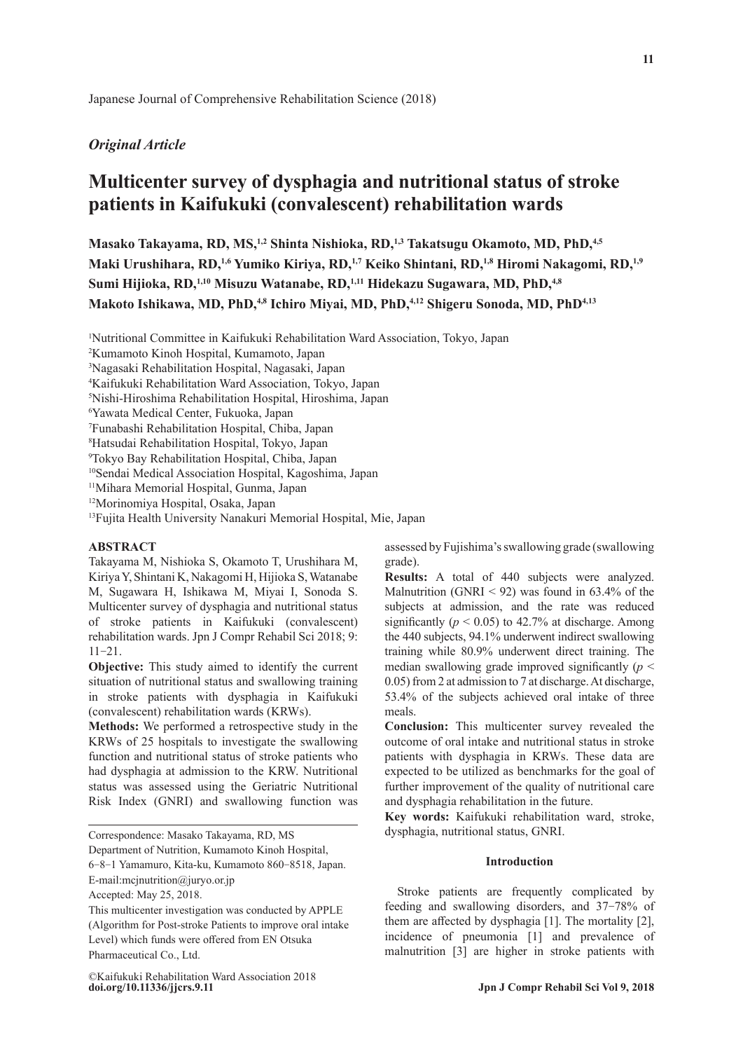Japanese Journal of Comprehensive Rehabilitation Science (2018)

*Original Article*

# Multicenter survey of dysphagia and nutritional status of stroke patients in Kaifukuki (convalescent) rehabilitation wards

**Masako Takayama, RD, MS,[1,2] Shinta Nishioka, RD,[1,3] Takatsugu Okamoto, MD, PhD,[4,5] Maki Urushihara, RD,[1,6] Yumiko Kiriya, RD,[1,7] Keiko Shintani, RD,[1,8] Hiromi Nakagomi, RD,[1,9] Sumi Hijioka, RD,[1,10] Misuzu Watanabe, RD,[1,11] Hidekazu Sugawara, MD, PhD,[4,8] Makoto Ishikawa, MD, PhD,[4,8] Ichiro Miyai, MD, PhD,[4,12] Shigeru Sonoda, MD, PhD[4,13]**

[1]Nutritional Committee in Kaifukuki Rehabilitation Ward Association, Tokyo, Japan
[2]Kumamoto Kinoh Hospital, Kumamoto, Japan
[3]Nagasaki Rehabilitation Hospital, Nagasaki, Japan
[4]Kaifukuki Rehabilitation Ward Association, Tokyo, Japan
[5]Nishi-Hiroshima Rehabilitation Hospital, Hiroshima, Japan
[6]Yawata Medical Center, Fukuoka, Japan
[7]Funabashi Rehabilitation Hospital, Chiba, Japan
[8]Hatsudai Rehabilitation Hospital, Tokyo, Japan
[9]Tokyo Bay Rehabilitation Hospital, Chiba, Japan
[10]Sendai Medical Association Hospital, Kagoshima, Japan
[11]Mihara Memorial Hospital, Gunma, Japan
[12]Morinomiya Hospital, Osaka, Japan
[13]Fujita Health University Nanakuri Memorial Hospital, Mie, Japan

## ABSTRACT

Takayama M, Nishioka S, Okamoto T, Urushihara M, Kiriya Y, Shintani K, Nakagomi H, Hijioka S, Watanabe M, Sugawara H, Ishikawa M, Miyai I, Sonoda S. Multicenter survey of dysphagia and nutritional status of stroke patients in Kaifukuki (convalescent) rehabilitation wards. Jpn J Compr Rehabil Sci 2018; 9: 11−21.

**Objective:** This study aimed to identify the current situation of nutritional status and swallowing training in stroke patients with dysphagia in Kaifukuki (convalescent) rehabilitation wards (KRWs).

**Methods:** We performed a retrospective study in the KRWs of 25 hospitals to investigate the swallowing function and nutritional status of stroke patients who had dysphagia at admission to the KRW. Nutritional status was assessed using the Geriatric Nutritional Risk Index (GNRI) and swallowing function was assessed by Fujishima's swallowing grade (swallowing grade).

**Results:** A total of 440 subjects were analyzed. Malnutrition (GNRI < 92) was found in 63.4% of the subjects at admission, and the rate was reduced significantly ($p < 0.05$) to 42.7% at discharge. Among the 440 subjects, 94.1% underwent indirect swallowing training while 80.9% underwent direct training. The median swallowing grade improved significantly ($p < 0.05$) from 2 at admission to 7 at discharge. At discharge, 53.4% of the subjects achieved oral intake of three meals.

**Conclusion:** This multicenter survey revealed the outcome of oral intake and nutritional status in stroke patients with dysphagia in KRWs. These data are expected to be utilized as benchmarks for the goal of further improvement of the quality of nutritional care and dysphagia rehabilitation in the future.

**Key words:** Kaifukuki rehabilitation ward, stroke, dysphagia, nutritional status, GNRI.

Correspondence: Masako Takayama, RD, MS
Department of Nutrition, Kumamoto Kinoh Hospital,
6−8−1 Yamamuro, Kita-ku, Kumamoto 860−8518, Japan.
E-mail:mcjnutrition@juryo.or.jp
Accepted: May 25, 2018.
This multicenter investigation was conducted by APPLE (Algorithm for Post-stroke Patients to improve oral intake Level) which funds were offered from EN Otsuka Pharmaceutical Co., Ltd.

©Kaifukuki Rehabilitation Ward Association 2018
doi.org/10.11336/jjcrs.9.11

## Introduction

Stroke patients are frequently complicated by feeding and swallowing disorders, and 37−78% of them are affected by dysphagia [1]. The mortality [2], incidence of pneumonia [1] and prevalence of malnutrition [3] are higher in stroke patients with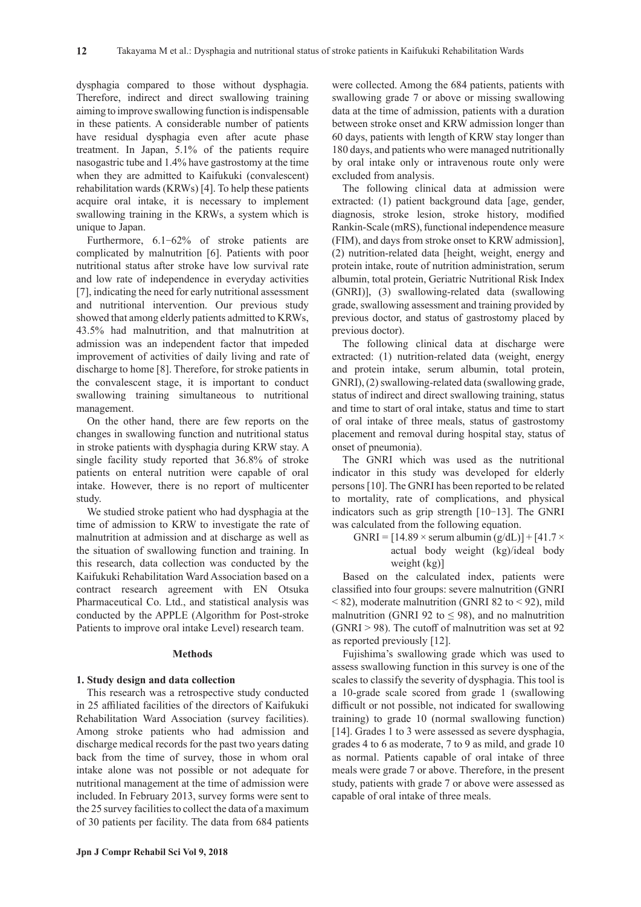dysphagia compared to those without dysphagia. Therefore, indirect and direct swallowing training aiming to improve swallowing function is indispensable in these patients. A considerable number of patients have residual dysphagia even after acute phase treatment. In Japan, 5.1% of the patients require nasogastric tube and 1.4% have gastrostomy at the time when they are admitted to Kaifukuki (convalescent) rehabilitation wards (KRWs) [4]. To help these patients acquire oral intake, it is necessary to implement swallowing training in the KRWs, a system which is unique to Japan.

Furthermore, 6.1−62% of stroke patients are complicated by malnutrition [6]. Patients with poor nutritional status after stroke have low survival rate and low rate of independence in everyday activities [7], indicating the need for early nutritional assessment and nutritional intervention. Our previous study showed that among elderly patients admitted to KRWs, 43.5% had malnutrition, and that malnutrition at admission was an independent factor that impeded improvement of activities of daily living and rate of discharge to home [8]. Therefore, for stroke patients in the convalescent stage, it is important to conduct swallowing training simultaneous to nutritional management.

On the other hand, there are few reports on the changes in swallowing function and nutritional status in stroke patients with dysphagia during KRW stay. A single facility study reported that 36.8% of stroke patients on enteral nutrition were capable of oral intake. However, there is no report of multicenter study.

We studied stroke patient who had dysphagia at the time of admission to KRW to investigate the rate of malnutrition at admission and at discharge as well as the situation of swallowing function and training. In this research, data collection was conducted by the Kaifukuki Rehabilitation Ward Association based on a contract research agreement with EN Otsuka Pharmaceutical Co. Ltd., and statistical analysis was conducted by the APPLE (Algorithm for Post-stroke Patients to improve oral intake Level) research team.

## Methods

### 1. Study design and data collection

This research was a retrospective study conducted in 25 affiliated facilities of the directors of Kaifukuki Rehabilitation Ward Association (survey facilities). Among stroke patients who had admission and discharge medical records for the past two years dating back from the time of survey, those in whom oral intake alone was not possible or not adequate for nutritional management at the time of admission were included. In February 2013, survey forms were sent to the 25 survey facilities to collect the data of a maximum of 30 patients per facility. The data from 684 patients were collected. Among the 684 patients, patients with swallowing grade 7 or above or missing swallowing data at the time of admission, patients with a duration between stroke onset and KRW admission longer than 60 days, patients with length of KRW stay longer than 180 days, and patients who were managed nutritionally by oral intake only or intravenous route only were excluded from analysis.

The following clinical data at admission were extracted: (1) patient background data [age, gender, diagnosis, stroke lesion, stroke history, modified Rankin-Scale (mRS), functional independence measure (FIM), and days from stroke onset to KRW admission], (2) nutrition-related data [height, weight, energy and protein intake, route of nutrition administration, serum albumin, total protein, Geriatric Nutritional Risk Index (GNRI)], (3) swallowing-related data (swallowing grade, swallowing assessment and training provided by previous doctor, and status of gastrostomy placed by previous doctor).

The following clinical data at discharge were extracted: (1) nutrition-related data (weight, energy and protein intake, serum albumin, total protein, GNRI), (2) swallowing-related data (swallowing grade, status of indirect and direct swallowing training, status and time to start of oral intake, status and time to start of oral intake of three meals, status of gastrostomy placement and removal during hospital stay, status of onset of pneumonia).

The GNRI which was used as the nutritional indicator in this study was developed for elderly persons [10]. The GNRI has been reported to be related to mortality, rate of complications, and physical indicators such as grip strength [10−13]. The GNRI was calculated from the following equation.

$$\text{GNRI} = [14.89 \times \text{serum albumin (g/dL)}] + [41.7 \times \text{actual body weight (kg)/ideal body weight (kg)}]$$

Based on the calculated index, patients were classified into four groups: severe malnutrition (GNRI $< 82$), moderate malnutrition (GNRI 82 to $< 92$), mild malnutrition (GNRI 92 to $\leq 98$), and no malnutrition (GNRI $> 98$). The cutoff of malnutrition was set at 92 as reported previously [12].

Fujishima's swallowing grade which was used to assess swallowing function in this survey is one of the scales to classify the severity of dysphagia. This tool is a 10-grade scale scored from grade 1 (swallowing difficult or not possible, not indicated for swallowing training) to grade 10 (normal swallowing function) [14]. Grades 1 to 3 were assessed as severe dysphagia, grades 4 to 6 as moderate, 7 to 9 as mild, and grade 10 as normal. Patients capable of oral intake of three meals were grade 7 or above. Therefore, in the present study, patients with grade 7 or above were assessed as capable of oral intake of three meals.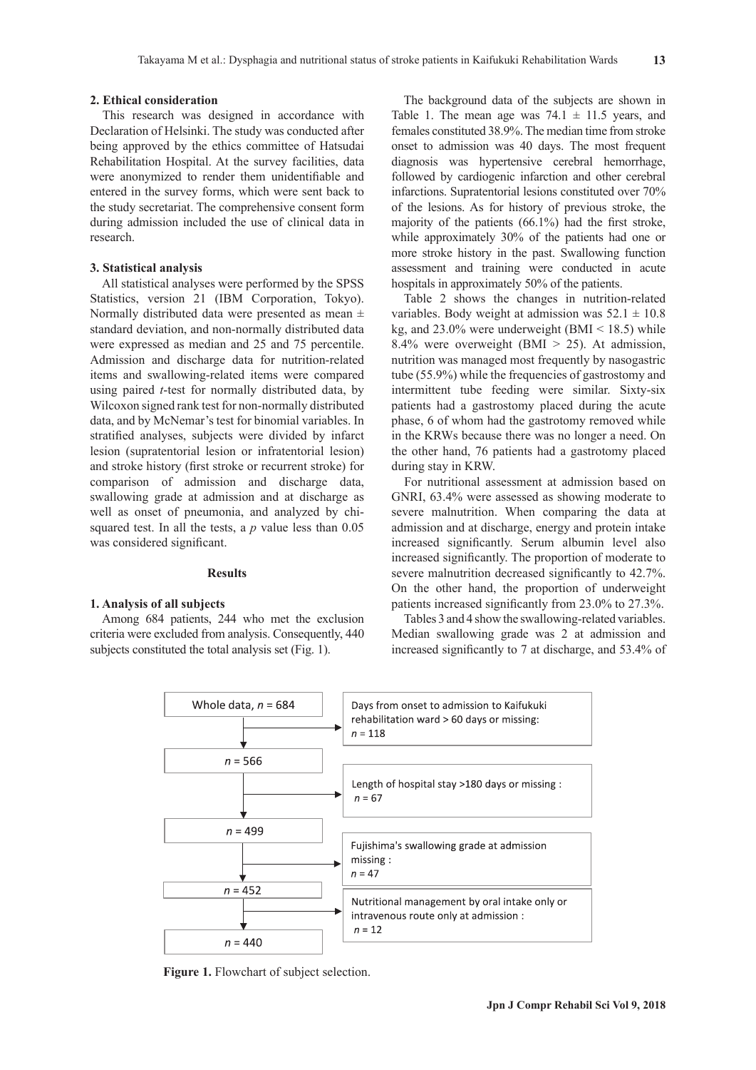## 2. Ethical consideration

This research was designed in accordance with Declaration of Helsinki. The study was conducted after being approved by the ethics committee of Hatsudai Rehabilitation Hospital. At the survey facilities, data were anonymized to render them unidentifiable and entered in the survey forms, which were sent back to the study secretariat. The comprehensive consent form during admission included the use of clinical data in research.

## 3. Statistical analysis

All statistical analyses were performed by the SPSS Statistics, version 21 (IBM Corporation, Tokyo). Normally distributed data were presented as mean ± standard deviation, and non-normally distributed data were expressed as median and 25 and 75 percentile. Admission and discharge data for nutrition-related items and swallowing-related items were compared using paired *t*-test for normally distributed data, by Wilcoxon signed rank test for non-normally distributed data, and by McNemar's test for binomial variables. In stratified analyses, subjects were divided by infarct lesion (supratentorial lesion or infratentorial lesion) and stroke history (first stroke or recurrent stroke) for comparison of admission and discharge data, swallowing grade at admission and at discharge as well as onset of pneumonia, and analyzed by chi-squared test. In all the tests, a $p$ value less than 0.05 was considered significant.

# Results

## 1. Analysis of all subjects

Among 684 patients, 244 who met the exclusion criteria were excluded from analysis. Consequently, 440 subjects constituted the total analysis set (Fig. 1).

The background data of the subjects are shown in Table 1. The mean age was 74.1 ± 11.5 years, and females constituted 38.9%. The median time from stroke onset to admission was 40 days. The most frequent diagnosis was hypertensive cerebral hemorrhage, followed by cardiogenic infarction and other cerebral infarctions. Supratentorial lesions constituted over 70% of the lesions. As for history of previous stroke, the majority of the patients (66.1%) had the first stroke, while approximately 30% of the patients had one or more stroke history in the past. Swallowing function assessment and training were conducted in acute hospitals in approximately 50% of the patients.

Table 2 shows the changes in nutrition-related variables. Body weight at admission was 52.1 ± 10.8 kg, and 23.0% were underweight (BMI < 18.5) while 8.4% were overweight (BMI > 25). At admission, nutrition was managed most frequently by nasogastric tube (55.9%) while the frequencies of gastrostomy and intermittent tube feeding were similar. Sixty-six patients had a gastrostomy placed during the acute phase, 6 of whom had the gastrotomy removed while in the KRWs because there was no longer a need. On the other hand, 76 patients had a gastrotomy placed during stay in KRW.

For nutritional assessment at admission based on GNRI, 63.4% were assessed as showing moderate to severe malnutrition. When comparing the data at admission and at discharge, energy and protein intake increased significantly. Serum albumin level also increased significantly. The proportion of moderate to severe malnutrition decreased significantly to 42.7%. On the other hand, the proportion of underweight patients increased significantly from 23.0% to 27.3%.

Tables 3 and 4 show the swallowing-related variables. Median swallowing grade was 2 at admission and increased significantly to 7 at discharge, and 53.4% of

Whole data, $n$ = 684
→ Days from onset to admission to Kaifukuki rehabilitation ward > 60 days or missing: $n$ = 118

$n$ = 566
→ Length of hospital stay >180 days or missing : $n$ = 67

$n$ = 499
→ Fujishima's swallowing grade at admission missing : $n$ = 47

$n$ = 452
→ Nutritional management by oral intake only or intravenous route only at admission : $n$ = 12

$n$ = 440

**Figure 1.** Flowchart of subject selection.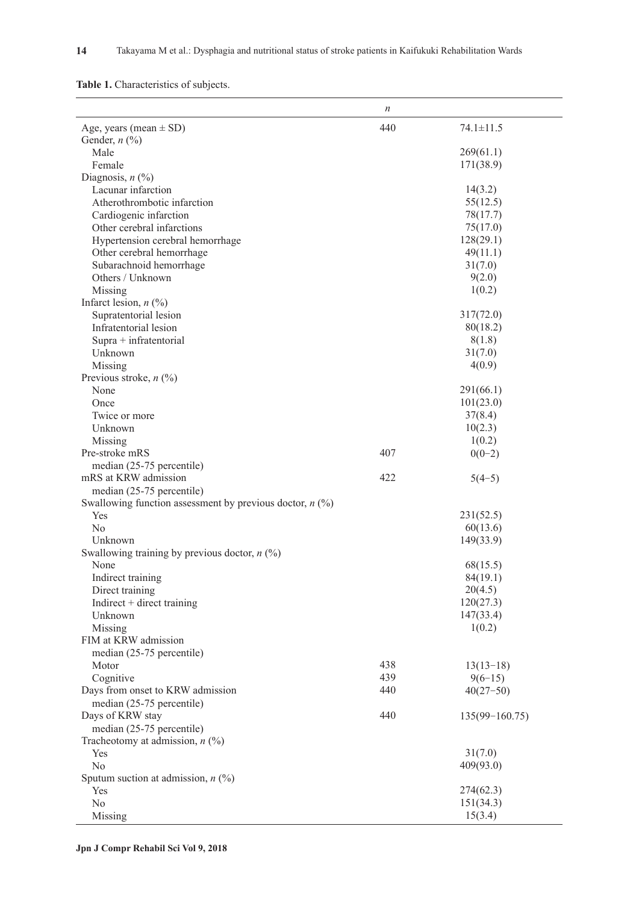**Table 1.** Characteristics of subjects.

| | *n* | |
|---|---|---|
| Age, years (mean ± SD) | 440 | 74.1±11.5 |
| Gender, *n* (%) | | |
| Male | | 269(61.1) |
| Female | | 171(38.9) |
| Diagnosis, *n* (%) | | |
| Lacunar infarction | | 14(3.2) |
| Atherothrombotic infarction | | 55(12.5) |
| Cardiogenic infarction | | 78(17.7) |
| Other cerebral infarctions | | 75(17.0) |
| Hypertension cerebral hemorrhage | | 128(29.1) |
| Other cerebral hemorrhage | | 49(11.1) |
| Subarachnoid hemorrhage | | 31(7.0) |
| Others / Unknown | | 9(2.0) |
| Missing | | 1(0.2) |
| Infarct lesion, *n* (%) | | |
| Supratentorial lesion | | 317(72.0) |
| Infratentorial lesion | | 80(18.2) |
| Supra + infratentorial | | 8(1.8) |
| Unknown | | 31(7.0) |
| Missing | | 4(0.9) |
| Previous stroke, *n* (%) | | |
| None | | 291(66.1) |
| Once | | 101(23.0) |
| Twice or more | | 37(8.4) |
| Unknown | | 10(2.3) |
| Missing | | 1(0.2) |
| Pre-stroke mRS median (25-75 percentile) | 407 | 0(0−2) |
| mRS at KRW admission median (25-75 percentile) | 422 | 5(4−5) |
| Swallowing function assessment by previous doctor, *n* (%) | | |
| Yes | | 231(52.5) |
| No | | 60(13.6) |
| Unknown | | 149(33.9) |
| Swallowing training by previous doctor, *n* (%) | | |
| None | | 68(15.5) |
| Indirect training | | 84(19.1) |
| Direct training | | 20(4.5) |
| Indirect + direct training | | 120(27.3) |
| Unknown | | 147(33.4) |
| Missing | | 1(0.2) |
| FIM at KRW admission median (25-75 percentile) | | |
| Motor | 438 | 13(13−18) |
| Cognitive | 439 | 9(6−15) |
| Days from onset to KRW admission median (25-75 percentile) | 440 | 40(27−50) |
| Days of KRW stay median (25-75 percentile) | 440 | 135(99−160.75) |
| Tracheotomy at admission, *n* (%) | | |
| Yes | | 31(7.0) |
| No | | 409(93.0) |
| Sputum suction at admission, *n* (%) | | |
| Yes | | 274(62.3) |
| No | | 151(34.3) |
| Missing | | 15(3.4) |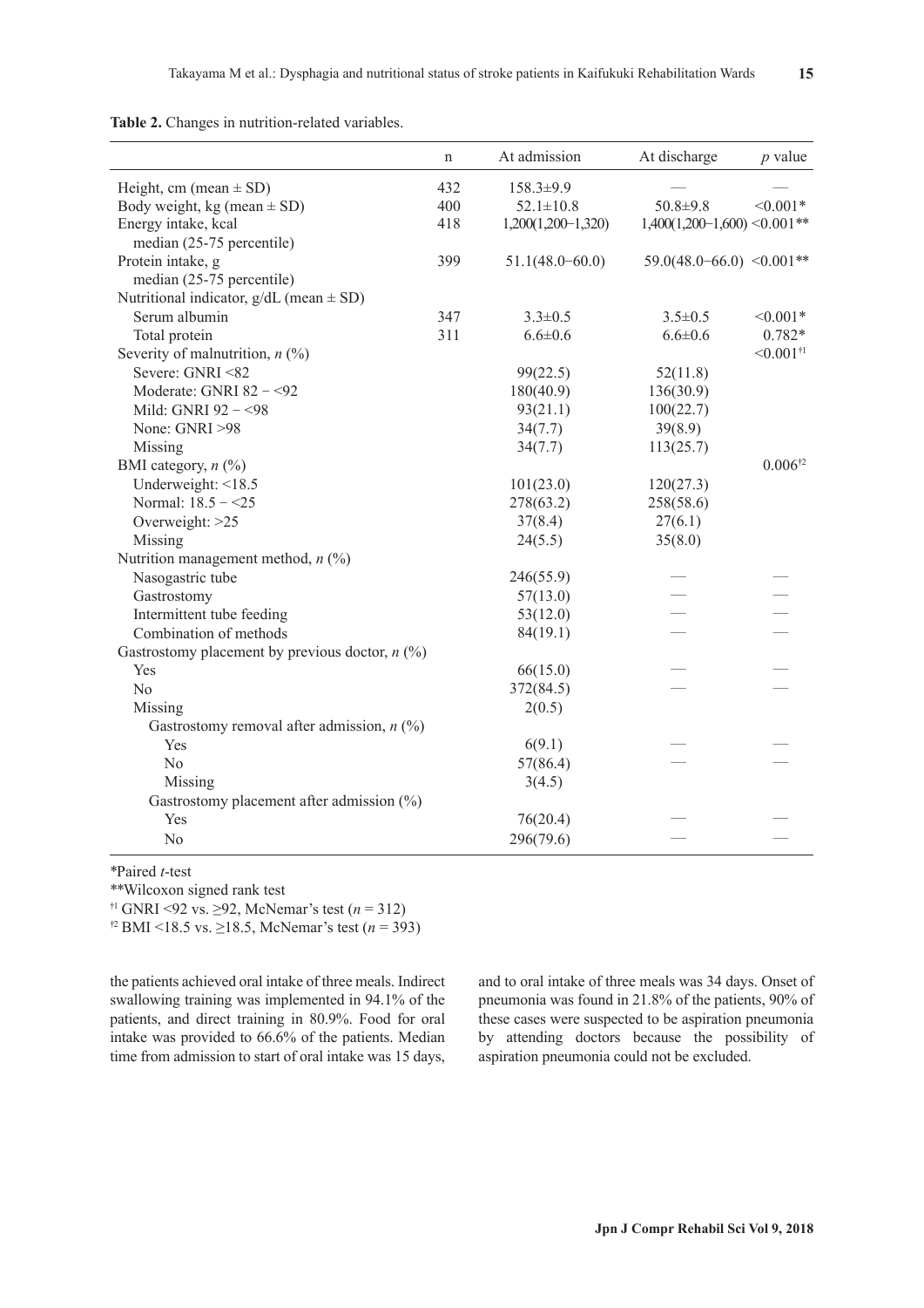**Table 2.** Changes in nutrition-related variables.

| | n | At admission | At discharge | *p* value |
|---|---|---|---|---|
| Height, cm (mean ± SD) | 432 | 158.3±9.9 | — | — |
| Body weight, kg (mean ± SD) | 400 | 52.1±10.8 | 50.8±9.8 | <0.001* |
| Energy intake, kcal median (25-75 percentile) | 418 | 1,200(1,200−1,320) | 1,400(1,200−1,600) | <0.001** |
| Protein intake, g median (25-75 percentile) | 399 | 51.1(48.0−60.0) | 59.0(48.0−66.0) | <0.001** |
| Nutritional indicator, g/dL (mean ± SD) | | | | |
| Serum albumin | 347 | 3.3±0.5 | 3.5±0.5 | <0.001* |
| Total protein | 311 | 6.6±0.6 | 6.6±0.6 | 0.782* |
| Severity of malnutrition, *n* (%) | | | | <0.001†1 |
| Severe: GNRI <82 | | 99(22.5) | 52(11.8) | |
| Moderate: GNRI 82 − <92 | | 180(40.9) | 136(30.9) | |
| Mild: GNRI 92 − <98 | | 93(21.1) | 100(22.7) | |
| None: GNRI >98 | | 34(7.7) | 39(8.9) | |
| Missing | | 34(7.7) | 113(25.7) | |
| BMI category, *n* (%) | | | | 0.006†2 |
| Underweight: <18.5 | | 101(23.0) | 120(27.3) | |
| Normal: 18.5 − <25 | | 278(63.2) | 258(58.6) | |
| Overweight: >25 | | 37(8.4) | 27(6.1) | |
| Missing | | 24(5.5) | 35(8.0) | |
| Nutrition management method, *n* (%) | | | | |
| Nasogastric tube | | 246(55.9) | — | — |
| Gastrostomy | | 57(13.0) | — | — |
| Intermittent tube feeding | | 53(12.0) | — | — |
| Combination of methods | | 84(19.1) | — | — |
| Gastrostomy placement by previous doctor, *n* (%) | | | | |
| Yes | | 66(15.0) | — | — |
| No | | 372(84.5) | — | — |
| Missing | | 2(0.5) | | |
| Gastrostomy removal after admission, *n* (%) | | | | |
| Yes | | 6(9.1) | — | — |
| No | | 57(86.4) | — | — |
| Missing | | 3(4.5) | | |
| Gastrostomy placement after admission (%) | | | | |
| Yes | | 76(20.4) | — | — |
| No | | 296(79.6) | — | — |

*Paired *t*-test

**Wilcoxon signed rank test

†1 GNRI <92 vs. ≥92, McNemar's test ($n = 312$)

†2 BMI <18.5 vs. ≥18.5, McNemar's test ($n = 393$)

the patients achieved oral intake of three meals. Indirect swallowing training was implemented in 94.1% of the patients, and direct training in 80.9%. Food for oral intake was provided to 66.6% of the patients. Median time from admission to start of oral intake was 15 days, and to oral intake of three meals was 34 days. Onset of pneumonia was found in 21.8% of the patients, 90% of these cases were suspected to be aspiration pneumonia by attending doctors because the possibility of aspiration pneumonia could not be excluded.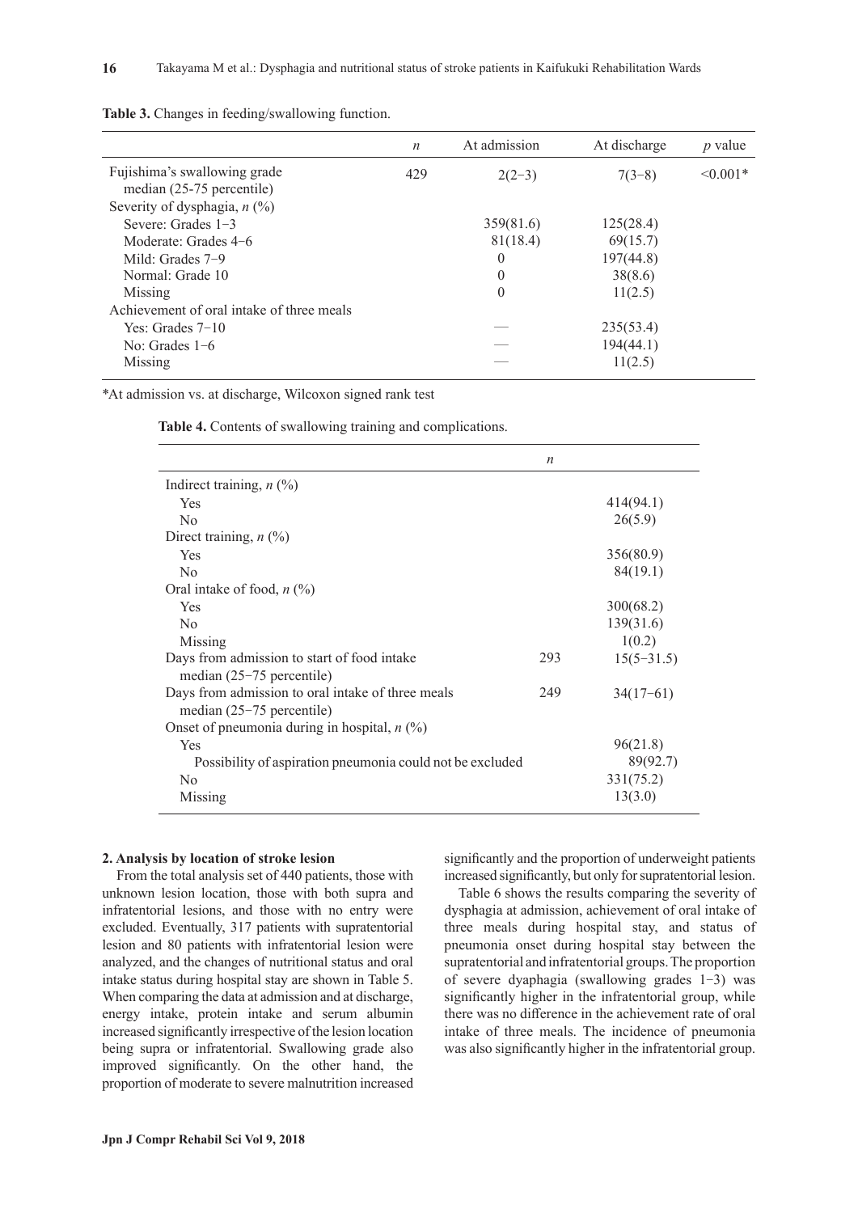**Table 3.** Changes in feeding/swallowing function.

| | *n* | At admission | At discharge | *p* value |
|---|---|---|---|---|
| Fujishima's swallowing grade median (25-75 percentile) | 429 | 2(2−3) | 7(3−8) | <0.001* |
| Severity of dysphagia, *n* (%) | | | | |
| Severe: Grades 1−3 | | 359(81.6) | 125(28.4) | |
| Moderate: Grades 4−6 | | 81(18.4) | 69(15.7) | |
| Mild: Grades 7−9 | | 0 | 197(44.8) | |
| Normal: Grade 10 | | 0 | 38(8.6) | |
| Missing | | 0 | 11(2.5) | |
| Achievement of oral intake of three meals | | | | |
| Yes: Grades 7−10 | | — | 235(53.4) | |
| No: Grades 1−6 | | — | 194(44.1) | |
| Missing | | — | 11(2.5) | |

*At admission vs. at discharge, Wilcoxon signed rank test

**Table 4.** Contents of swallowing training and complications.

| | *n* | |
|---|---|---|
| Indirect training, *n* (%) | | |
| Yes | | 414(94.1) |
| No | | 26(5.9) |
| Direct training, *n* (%) | | |
| Yes | | 356(80.9) |
| No | | 84(19.1) |
| Oral intake of food, *n* (%) | | |
| Yes | | 300(68.2) |
| No | | 139(31.6) |
| Missing | | 1(0.2) |
| Days from admission to start of food intake median (25−75 percentile) | 293 | 15(5−31.5) |
| Days from admission to oral intake of three meals median (25−75 percentile) | 249 | 34(17−61) |
| Onset of pneumonia during in hospital, *n* (%) | | |
| Yes | | 96(21.8) |
| Possibility of aspiration pneumonia could not be excluded | | 89(92.7) |
| No | | 331(75.2) |
| Missing | | 13(3.0) |

**2. Analysis by location of stroke lesion**

From the total analysis set of 440 patients, those with unknown lesion location, those with both supra and infratentorial lesions, and those with no entry were excluded. Eventually, 317 patients with supratentorial lesion and 80 patients with infratentorial lesion were analyzed, and the changes of nutritional status and oral intake status during hospital stay are shown in Table 5. When comparing the data at admission and at discharge, energy intake, protein intake and serum albumin increased significantly irrespective of the lesion location being supra or infratentorial. Swallowing grade also improved significantly. On the other hand, the proportion of moderate to severe malnutrition increased significantly and the proportion of underweight patients increased significantly, but only for supratentorial lesion.

Table 6 shows the results comparing the severity of dysphagia at admission, achievement of oral intake of three meals during hospital stay, and status of pneumonia onset during hospital stay between the supratentorial and infratentorial groups. The proportion of severe dyaphagia (swallowing grades 1−3) was significantly higher in the infratentorial group, while there was no difference in the achievement rate of oral intake of three meals. The incidence of pneumonia was also significantly higher in the infratentorial group.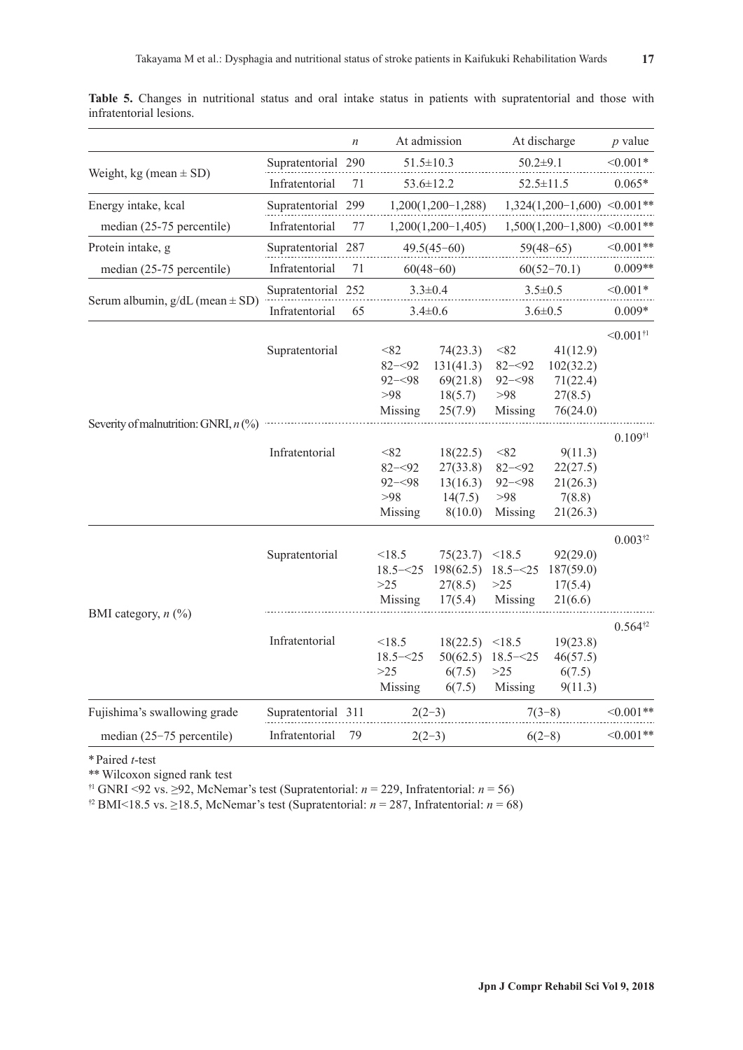**Table 5.** Changes in nutritional status and oral intake status in patients with supratentorial and those with infratentorial lesions.

| | | *n* | At admission | | At discharge | | *p* value |
|---|---|---|---|---|---|---|---|
| Weight, kg (mean ± SD) | Supratentorial | 290 | 51.5±10.3 | | 50.2±9.1 | | <0.001* |
| | Infratentorial | 71 | 53.6±12.2 | | 52.5±11.5 | | 0.065* |
| Energy intake, kcal median (25-75 percentile) | Supratentorial | 299 | 1,200(1,200−1,288) | | 1,324(1,200−1,600) | | <0.001** |
| | Infratentorial | 77 | 1,200(1,200−1,405) | | 1,500(1,200−1,800) | | <0.001** |
| Protein intake, g median (25-75 percentile) | Supratentorial | 287 | 49.5(45−60) | | 59(48−65) | | <0.001** |
| | Infratentorial | 71 | 60(48−60) | | 60(52−70.1) | | 0.009** |
| Serum albumin, g/dL (mean ± SD) | Supratentorial | 252 | 3.3±0.4 | | 3.5±0.5 | | <0.001* |
| | Infratentorial | 65 | 3.4±0.6 | | 3.6±0.5 | | 0.009* |
| Severity of malnutrition: GNRI, *n* (%) | Supratentorial | | <82 | 74(23.3) | <82 | 41(12.9) | <0.001†1 |
| | | | 82−<92 | 131(41.3) | 82−<92 | 102(32.2) | |
| | | | 92−<98 | 69(21.8) | 92−<98 | 71(22.4) | |
| | | | >98 | 18(5.7) | >98 | 27(8.5) | |
| | | | Missing | 25(7.9) | Missing | 76(24.0) | |
| | Infratentorial | | <82 | 18(22.5) | <82 | 9(11.3) | 0.109†1 |
| | | | 82−<92 | 27(33.8) | 82−<92 | 22(27.5) | |
| | | | 92−<98 | 13(16.3) | 92−<98 | 21(26.3) | |
| | | | >98 | 14(7.5) | >98 | 7(8.8) | |
| | | | Missing | 8(10.0) | Missing | 21(26.3) | |
| BMI category, *n* (%) | Supratentorial | | <18.5 | 75(23.7) | <18.5 | 92(29.0) | 0.003†2 |
| | | | 18.5−<25 | 198(62.5) | 18.5−<25 | 187(59.0) | |
| | | | >25 | 27(8.5) | >25 | 17(5.4) | |
| | | | Missing | 17(5.4) | Missing | 21(6.6) | |
| | Infratentorial | | <18.5 | 18(22.5) | <18.5 | 19(23.8) | 0.564†2 |
| | | | 18.5−<25 | 50(62.5) | 18.5−<25 | 46(57.5) | |
| | | | >25 | 6(7.5) | >25 | 6(7.5) | |
| | | | Missing | 6(7.5) | Missing | 9(11.3) | |
| Fujishima's swallowing grade median (25−75 percentile) | Supratentorial | 311 | 2(2−3) | | 7(3−8) | | <0.001** |
| | Infratentorial | 79 | 2(2−3) | | 6(2−8) | | <0.001** |

\* Paired *t*-test

\*\* Wilcoxon signed rank test

†1 GNRI <92 vs. ≥92, McNemar's test (Supratentorial: *n* = 229, Infratentorial: *n* = 56)

†2 BMI<18.5 vs. ≥18.5, McNemar's test (Supratentorial: *n* = 287, Infratentorial: *n* = 68)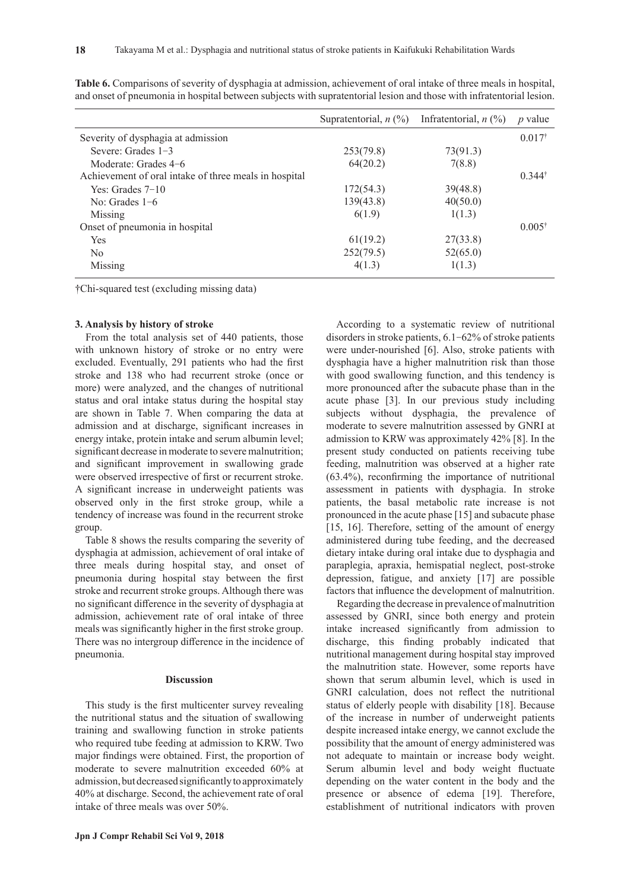**Table 6.** Comparisons of severity of dysphagia at admission, achievement of oral intake of three meals in hospital, and onset of pneumonia in hospital between subjects with supratentorial lesion and those with infratentorial lesion.

| | Supratentorial, *n* (%) | Infratentorial, *n* (%) | *p* value |
|---|---|---|---|
| Severity of dysphagia at admission | | | 0.017† |
| Severe: Grades 1−3 | 253(79.8) | 73(91.3) | |
| Moderate: Grades 4−6 | 64(20.2) | 7(8.8) | |
| Achievement of oral intake of three meals in hospital | | | 0.344† |
| Yes: Grades 7−10 | 172(54.3) | 39(48.8) | |
| No: Grades 1−6 | 139(43.8) | 40(50.0) | |
| Missing | 6(1.9) | 1(1.3) | |
| Onset of pneumonia in hospital | | | 0.005† |
| Yes | 61(19.2) | 27(33.8) | |
| No | 252(79.5) | 52(65.0) | |
| Missing | 4(1.3) | 1(1.3) | |

†Chi-squared test (excluding missing data)

### 3. Analysis by history of stroke

From the total analysis set of 440 patients, those with unknown history of stroke or no entry were excluded. Eventually, 291 patients who had the first stroke and 138 who had recurrent stroke (once or more) were analyzed, and the changes of nutritional status and oral intake status during the hospital stay are shown in Table 7. When comparing the data at admission and at discharge, significant increases in energy intake, protein intake and serum albumin level; significant decrease in moderate to severe malnutrition; and significant improvement in swallowing grade were observed irrespective of first or recurrent stroke. A significant increase in underweight patients was observed only in the first stroke group, while a tendency of increase was found in the recurrent stroke group.

Table 8 shows the results comparing the severity of dysphagia at admission, achievement of oral intake of three meals during hospital stay, and onset of pneumonia during hospital stay between the first stroke and recurrent stroke groups. Although there was no significant difference in the severity of dysphagia at admission, achievement rate of oral intake of three meals was significantly higher in the first stroke group. There was no intergroup difference in the incidence of pneumonia.

## Discussion

This study is the first multicenter survey revealing the nutritional status and the situation of swallowing training and swallowing function in stroke patients who required tube feeding at admission to KRW. Two major findings were obtained. First, the proportion of moderate to severe malnutrition exceeded 60% at admission, but decreased significantly to approximately 40% at discharge. Second, the achievement rate of oral intake of three meals was over 50%.

According to a systematic review of nutritional disorders in stroke patients, 6.1−62% of stroke patients were under-nourished [6]. Also, stroke patients with dysphagia have a higher malnutrition risk than those with good swallowing function, and this tendency is more pronounced after the subacute phase than in the acute phase [3]. In our previous study including subjects without dysphagia, the prevalence of moderate to severe malnutrition assessed by GNRI at admission to KRW was approximately 42% [8]. In the present study conducted on patients receiving tube feeding, malnutrition was observed at a higher rate (63.4%), reconfirming the importance of nutritional assessment in patients with dysphagia. In stroke patients, the basal metabolic rate increase is not pronounced in the acute phase [15] and subacute phase [15, 16]. Therefore, setting of the amount of energy administered during tube feeding, and the decreased dietary intake during oral intake due to dysphagia and paraplegia, apraxia, hemispatial neglect, post-stroke depression, fatigue, and anxiety [17] are possible factors that influence the development of malnutrition.

Regarding the decrease in prevalence of malnutrition assessed by GNRI, since both energy and protein intake increased significantly from admission to discharge, this finding probably indicated that nutritional management during hospital stay improved the malnutrition state. However, some reports have shown that serum albumin level, which is used in GNRI calculation, does not reflect the nutritional status of elderly people with disability [18]. Because of the increase in number of underweight patients despite increased intake energy, we cannot exclude the possibility that the amount of energy administered was not adequate to maintain or increase body weight. Serum albumin level and body weight fluctuate depending on the water content in the body and the presence or absence of edema [19]. Therefore, establishment of nutritional indicators with proven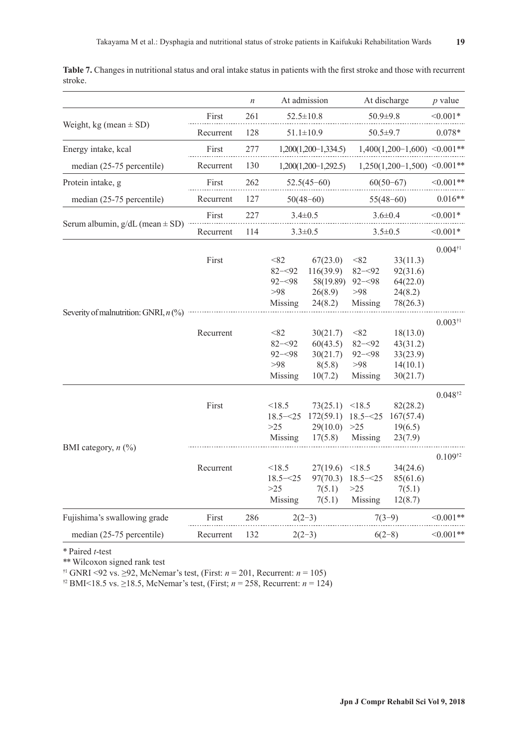**Table 7.** Changes in nutritional status and oral intake status in patients with the first stroke and those with recurrent stroke.

| | | *n* | At admission | | At discharge | | *p* value |
|---|---|---|---|---|---|---|---|
| Weight, kg (mean ± SD) | First | 261 | 52.5±10.8 | | 50.9±9.8 | | <0.001* |
| | Recurrent | 128 | 51.1±10.9 | | 50.5±9.7 | | 0.078* |
| Energy intake, kcal median (25-75 percentile) | First | 277 | 1,200(1,200−1,334.5) | | 1,400(1,200−1,600) | | <0.001** |
| | Recurrent | 130 | 1,200(1,200−1,292.5) | | 1,250(1,200−1,500) | | <0.001** |
| Protein intake, g median (25-75 percentile) | First | 262 | 52.5(45−60) | | 60(50−67) | | <0.001** |
| | Recurrent | 127 | 50(48−60) | | 55(48−60) | | 0.016** |
| Serum albumin, g/dL (mean ± SD) | First | 227 | 3.4±0.5 | | 3.6±0.4 | | <0.001* |
| | Recurrent | 114 | 3.3±0.5 | | 3.5±0.5 | | <0.001* |
| Severity of malnutrition: GNRI, *n* (%) | First | | <82 | 67(23.0) | <82 | 33(11.3) | 0.004[†1] |
| | | | 82−<92 | 116(39.9) | 82−<92 | 92(31.6) | |
| | | | 92−<98 | 58(19.89) | 92−<98 | 64(22.0) | |
| | | | >98 | 26(8.9) | >98 | 24(8.2) | |
| | | | Missing | 24(8.2) | Missing | 78(26.3) | |
| | Recurrent | | <82 | 30(21.7) | <82 | 18(13.0) | 0.003[†1] |
| | | | 82−<92 | 60(43.5) | 82−<92 | 43(31.2) | |
| | | | 92−<98 | 30(21.7) | 92−<98 | 33(23.9) | |
| | | | >98 | 8(5.8) | >98 | 14(10.1) | |
| | | | Missing | 10(7.2) | Missing | 30(21.7) | |
| BMI category, *n* (%) | First | | <18.5 | 73(25.1) | <18.5 | 82(28.2) | 0.048[†2] |
| | | | 18.5−<25 | 172(59.1) | 18.5−<25 | 167(57.4) | |
| | | | >25 | 29(10.0) | >25 | 19(6.5) | |
| | | | Missing | 17(5.8) | Missing | 23(7.9) | |
| | Recurrent | | <18.5 | 27(19.6) | <18.5 | 34(24.6) | 0.109[†2] |
| | | | 18.5−<25 | 97(70.3) | 18.5−<25 | 85(61.6) | |
| | | | >25 | 7(5.1) | >25 | 7(5.1) | |
| | | | Missing | 7(5.1) | Missing | 12(8.7) | |
| Fujishima's swallowing grade median (25-75 percentile) | First | 286 | 2(2−3) | | 7(3−9) | | <0.001** |
| | Recurrent | 132 | 2(2−3) | | 6(2−8) | | <0.001** |

\* Paired *t*-test

\*\* Wilcoxon signed rank test

[†1] GNRI <92 vs. ≥92, McNemar's test, (First: *n* = 201, Recurrent: *n* = 105)

[†2] BMI<18.5 vs. ≥18.5, McNemar's test, (First; *n* = 258, Recurrent: *n* = 124)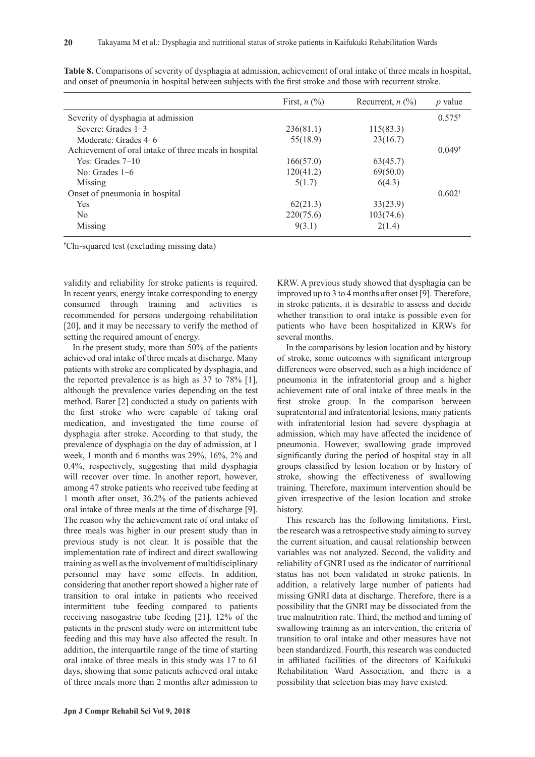**Table 8.** Comparisons of severity of dysphagia at admission, achievement of oral intake of three meals in hospital, and onset of pneumonia in hospital between subjects with the first stroke and those with recurrent stroke.

| | First, *n* (%) | Recurrent, *n* (%) | *p* value |
|---|---|---|---|
| Severity of dysphagia at admission | | | 0.575† |
| Severe: Grades 1−3 | 236(81.1) | 115(83.3) | |
| Moderate: Grades 4−6 | 55(18.9) | 23(16.7) | |
| Achievement of oral intake of three meals in hospital | | | 0.049† |
| Yes: Grades 7−10 | 166(57.0) | 63(45.7) | |
| No: Grades 1−6 | 120(41.2) | 69(50.0) | |
| Missing | 5(1.7) | 6(4.3) | |
| Onset of pneumonia in hospital | | | 0.602† |
| Yes | 62(21.3) | 33(23.9) | |
| No | 220(75.6) | 103(74.6) | |
| Missing | 9(3.1) | 2(1.4) | |

†Chi-squared test (excluding missing data)

validity and reliability for stroke patients is required. In recent years, energy intake corresponding to energy consumed through training and activities is recommended for persons undergoing rehabilitation [20], and it may be necessary to verify the method of setting the required amount of energy.

In the present study, more than 50% of the patients achieved oral intake of three meals at discharge. Many patients with stroke are complicated by dysphagia, and the reported prevalence is as high as 37 to 78% [1], although the prevalence varies depending on the test method. Barer [2] conducted a study on patients with the first stroke who were capable of taking oral medication, and investigated the time course of dysphagia after stroke. According to that study, the prevalence of dysphagia on the day of admission, at 1 week, 1 month and 6 months was 29%, 16%, 2% and 0.4%, respectively, suggesting that mild dysphagia will recover over time. In another report, however, among 47 stroke patients who received tube feeding at 1 month after onset, 36.2% of the patients achieved oral intake of three meals at the time of discharge [9]. The reason why the achievement rate of oral intake of three meals was higher in our present study than in previous study is not clear. It is possible that the implementation rate of indirect and direct swallowing training as well as the involvement of multidisciplinary personnel may have some effects. In addition, considering that another report showed a higher rate of transition to oral intake in patients who received intermittent tube feeding compared to patients receiving nasogastric tube feeding [21], 12% of the patients in the present study were on intermittent tube feeding and this may have also affected the result. In addition, the interquartile range of the time of starting oral intake of three meals in this study was 17 to 61 days, showing that some patients achieved oral intake of three meals more than 2 months after admission to KRW. A previous study showed that dysphagia can be improved up to 3 to 4 months after onset [9]. Therefore, in stroke patients, it is desirable to assess and decide whether transition to oral intake is possible even for patients who have been hospitalized in KRWs for several months.

In the comparisons by lesion location and by history of stroke, some outcomes with significant intergroup differences were observed, such as a high incidence of pneumonia in the infratentorial group and a higher achievement rate of oral intake of three meals in the first stroke group. In the comparison between supratentorial and infratentorial lesions, many patients with infratentorial lesion had severe dysphagia at admission, which may have affected the incidence of pneumonia. However, swallowing grade improved significantly during the period of hospital stay in all groups classified by lesion location or by history of stroke, showing the effectiveness of swallowing training. Therefore, maximum intervention should be given irrespective of the lesion location and stroke history.

This research has the following limitations. First, the research was a retrospective study aiming to survey the current situation, and causal relationship between variables was not analyzed. Second, the validity and reliability of GNRI used as the indicator of nutritional status has not been validated in stroke patients. In addition, a relatively large number of patients had missing GNRI data at discharge. Therefore, there is a possibility that the GNRI may be dissociated from the true malnutrition rate. Third, the method and timing of swallowing training as an intervention, the criteria of transition to oral intake and other measures have not been standardized. Fourth, this research was conducted in affiliated facilities of the directors of Kaifukuki Rehabilitation Ward Association, and there is a possibility that selection bias may have existed.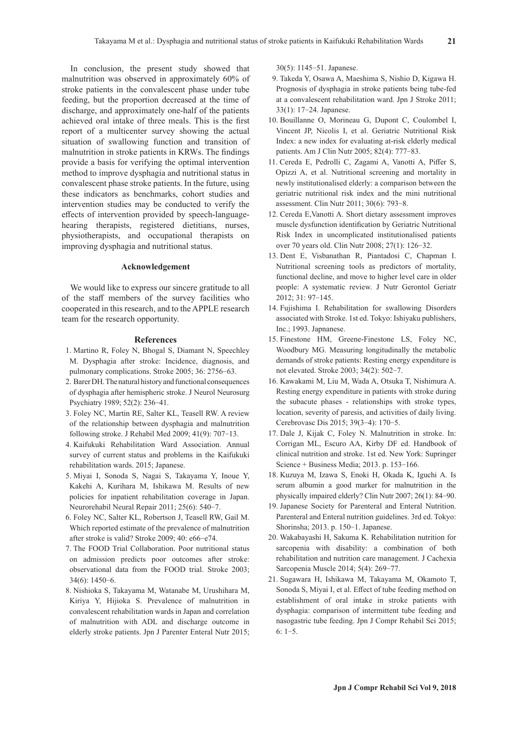In conclusion, the present study showed that malnutrition was observed in approximately 60% of stroke patients in the convalescent phase under tube feeding, but the proportion decreased at the time of discharge, and approximately one-half of the patients achieved oral intake of three meals. This is the first report of a multicenter survey showing the actual situation of swallowing function and transition of malnutrition in stroke patients in KRWs. The findings provide a basis for verifying the optimal intervention method to improve dysphagia and nutritional status in convalescent phase stroke patients. In the future, using these indicators as benchmarks, cohort studies and intervention studies may be conducted to verify the effects of intervention provided by speech-language-hearing therapists, registered dietitians, nurses, physiotherapists, and occupational therapists on improving dysphagia and nutritional status.

## Acknowledgement

We would like to express our sincere gratitude to all of the staff members of the survey facilities who cooperated in this research, and to the APPLE research team for the research opportunity.

## References

1. Martino R, Foley N, Bhogal S, Diamant N, Speechley M. Dysphagia after stroke: Incidence, diagnosis, and pulmonary complications. Stroke 2005; 36: 2756−63.
2. Barer DH. The natural history and functional consequences of dysphagia after hemispheric stroke. J Neurol Neurosurg Psychiatry 1989; 52(2): 236−41.
3. Foley NC, Martin RE, Salter KL, Teasell RW. A review of the relationship between dysphagia and malnutrition following stroke. J Rehabil Med 2009; 41(9): 707−13.
4. Kaifukuki Rehabilitation Ward Association. Annual survey of current status and problems in the Kaifukuki rehabilitation wards. 2015; Japanese.
5. Miyai I, Sonoda S, Nagai S, Takayama Y, Inoue Y, Kakehi A, Kurihara M, Ishikawa M. Results of new policies for inpatient rehabilitation coverage in Japan. Neurorehabil Neural Repair 2011; 25(6): 540−7.
6. Foley NC, Salter KL, Robertson J, Teasell RW, Gail M. Which reported estimate of the prevalence of malnutrition after stroke is valid? Stroke 2009; 40: e66−e74.
7. The FOOD Trial Collaboration. Poor nutritional status on admission predicts poor outcomes after stroke: observational data from the FOOD trial. Stroke 2003; 34(6): 1450−6.
8. Nishioka S, Takayama M, Watanabe M, Urushihara M, Kiriya Y, Hijioka S. Prevalence of malnutrition in convalescent rehabilitation wards in Japan and correlation of malnutrition with ADL and discharge outcome in elderly stroke patients. Jpn J Parenter Enteral Nutr 2015; 30(5): 1145−51. Japanese.
9. Takeda Y, Osawa A, Maeshima S, Nishio D, Kigawa H. Prognosis of dysphagia in stroke patients being tube-fed at a convalescent rehabilitation ward. Jpn J Stroke 2011; 33(1): 17−24. Japanese.
10. Bouillanne O, Morineau G, Dupont C, Coulombel I, Vincent JP, Nicolis I, et al. Geriatric Nutritional Risk Index: a new index for evaluating at-risk elderly medical patients. Am J Clin Nutr 2005; 82(4): 777−83.
11. Cereda E, Pedrolli C, Zagami A, Vanotti A, Piffer S, Opizzi A, et al. Nutritional screening and mortality in newly institutionalised elderly: a comparison between the geriatric nutritional risk index and the mini nutritional assessment. Clin Nutr 2011; 30(6): 793−8.
12. Cereda E,Vanotti A. Short dietary assessment improves muscle dysfunction identification by Geriatric Nutritional Risk Index in uncomplicated institutionalised patients over 70 years old. Clin Nutr 2008; 27(1): 126−32.
13. Dent E, Visbanathan R, Piantadosi C, Chapman I. Nutritional screening tools as predictors of mortality, functional decline, and move to higher level care in older people: A systematic review. J Nutr Gerontol Geriatr 2012; 31: 97−145.
14. Fujishima I. Rehabilitation for swallowing Disorders associated with Stroke. 1st ed. Tokyo: Ishiyaku publishers, Inc.; 1993. Japnanese.
15. Finestone HM, Greene-Finestone LS, Foley NC, Woodbury MG. Measuring longitudinally the metabolic demands of stroke patients: Resting energy expenditure is not elevated. Stroke 2003; 34(2): 502−7.
16. Kawakami M, Liu M, Wada A, Otsuka T, Nishimura A. Resting energy expenditure in patients with stroke during the subacute phases - relationships with stroke types, location, severity of paresis, and activities of daily living. Cerebrovasc Dis 2015; 39(3−4): 170−5.
17. Dale J, Kijak C, Foley N. Malnutrition in stroke. In: Corrigan ML, Escuro AA, Kirby DF ed. Handbook of clinical nutrition and stroke. 1st ed. New York: Supringer Science + Business Media; 2013. p. 153−166.
18. Kuzuya M, Izawa S, Enoki H, Okada K, Iguchi A. Is serum albumin a good marker for malnutrition in the physically impaired elderly? Clin Nutr 2007; 26(1): 84−90.
19. Japanese Society for Parenteral and Enteral Nutrition. Parenteral and Enteral nutrition guidelines. 3rd ed. Tokyo: Shorinsha; 2013. p. 150−1. Japanese.
20. Wakabayashi H, Sakuma K. Rehabilitation nutrition for sarcopenia with disability: a combination of both rehabilitation and nutrition care management. J Cachexia Sarcopenia Muscle 2014; 5(4): 269−77.
21. Sugawara H, Ishikawa M, Takayama M, Okamoto T, Sonoda S, Miyai I, et al. Effect of tube feeding method on establishment of oral intake in stroke patients with dysphagia: comparison of intermittent tube feeding and nasogastric tube feeding. Jpn J Compr Rehabil Sci 2015; 6: 1−5.